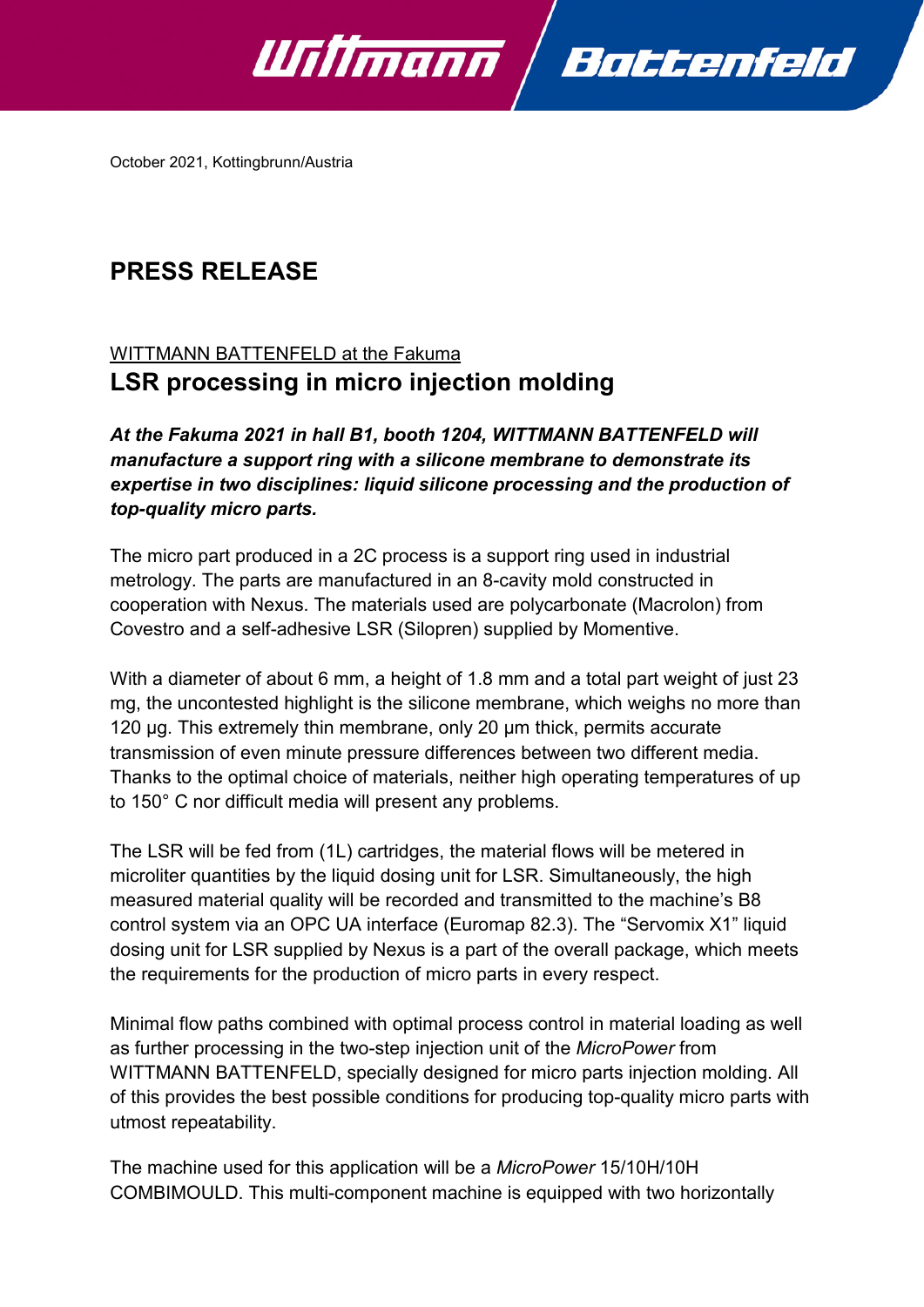October 2021, Kottingbrunn/Austria

# PRESS RELEASE

WITTMANN BATTENFELD at the Fakuma

## LSR processing in micro injection molding

***At the Fakuma 2021 in hall B1, booth 1204, WITTMANN BATTENFELD will manufacture a support ring with a silicone membrane to demonstrate its expertise in two disciplines: liquid silicone processing and the production of top-quality micro parts.***

The micro part produced in a 2C process is a support ring used in industrial metrology. The parts are manufactured in an 8-cavity mold constructed in cooperation with Nexus. The materials used are polycarbonate (Macrolon) from Covestro and a self-adhesive LSR (Silopren) supplied by Momentive.

With a diameter of about 6 mm, a height of 1.8 mm and a total part weight of just 23 mg, the uncontested highlight is the silicone membrane, which weighs no more than 120 µg. This extremely thin membrane, only 20 µm thick, permits accurate transmission of even minute pressure differences between two different media. Thanks to the optimal choice of materials, neither high operating temperatures of up to 150° C nor difficult media will present any problems.

The LSR will be fed from (1L) cartridges, the material flows will be metered in microliter quantities by the liquid dosing unit for LSR. Simultaneously, the high measured material quality will be recorded and transmitted to the machine's B8 control system via an OPC UA interface (Euromap 82.3). The "Servomix X1" liquid dosing unit for LSR supplied by Nexus is a part of the overall package, which meets the requirements for the production of micro parts in every respect.

Minimal flow paths combined with optimal process control in material loading as well as further processing in the two-step injection unit of the *MicroPower* from WITTMANN BATTENFELD, specially designed for micro parts injection molding. All of this provides the best possible conditions for producing top-quality micro parts with utmost repeatability.

The machine used for this application will be a *MicroPower* 15/10H/10H COMBIMOULD. This multi-component machine is equipped with two horizontally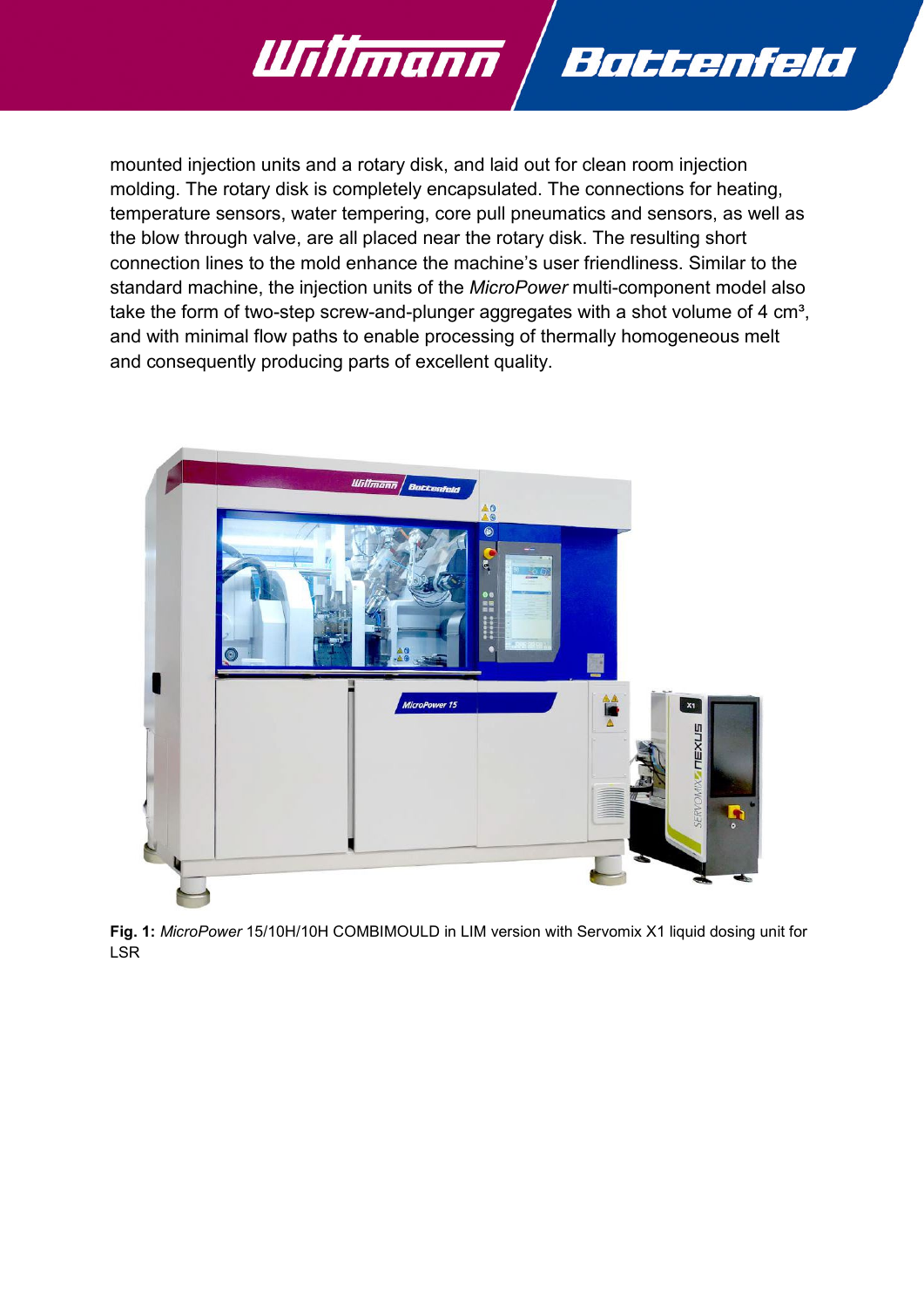mounted injection units and a rotary disk, and laid out for clean room injection molding. The rotary disk is completely encapsulated. The connections for heating, temperature sensors, water tempering, core pull pneumatics and sensors, as well as the blow through valve, are all placed near the rotary disk. The resulting short connection lines to the mold enhance the machine's user friendliness. Similar to the standard machine, the injection units of the *MicroPower* multi-component model also take the form of two-step screw-and-plunger aggregates with a shot volume of 4 cm³, and with minimal flow paths to enable processing of thermally homogeneous melt and consequently producing parts of excellent quality.

**Fig. 1:** *MicroPower* 15/10H/10H COMBIMOULD in LIM version with Servomix X1 liquid dosing unit for LSR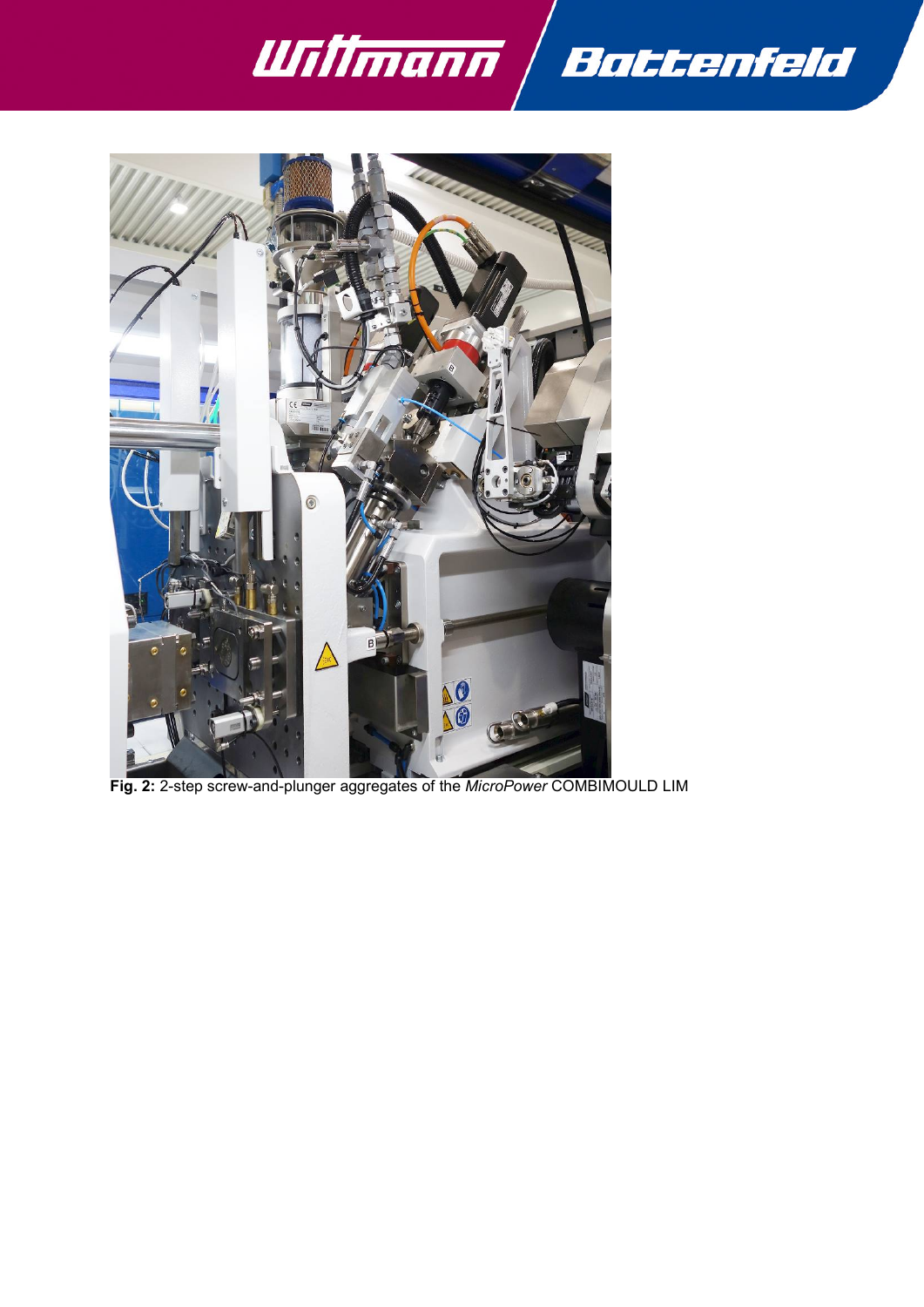**Fig. 2:** 2-step screw-and-plunger aggregates of the *MicroPower* COMBIMOULD LIM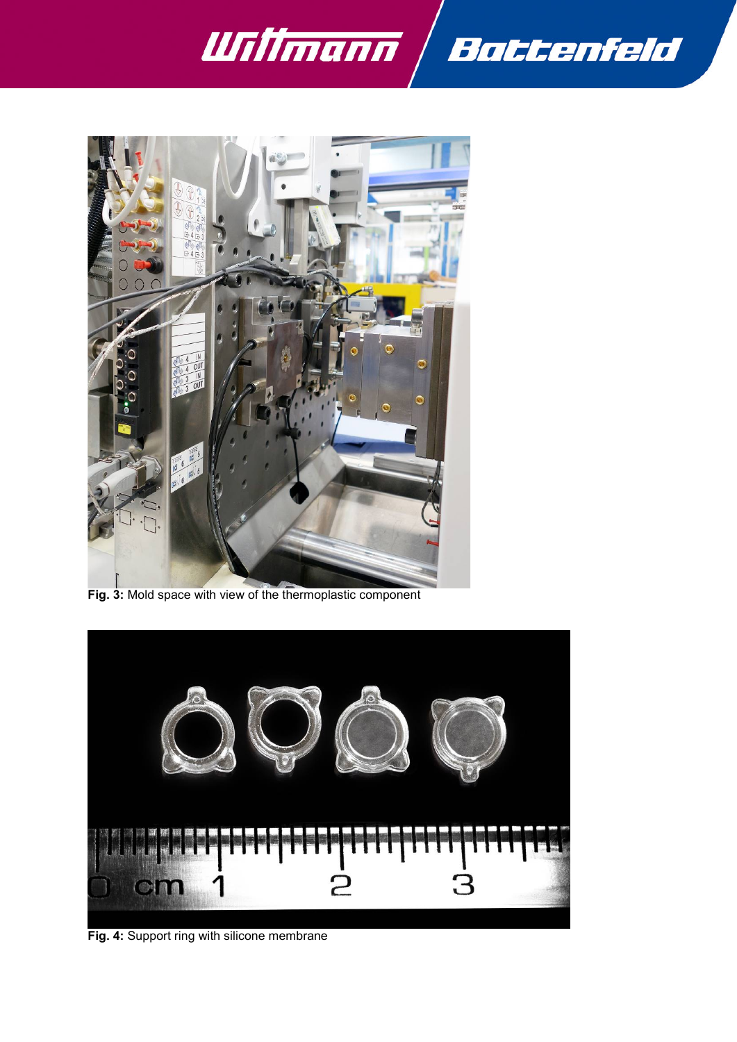**Fig. 3:** Mold space with view of the thermoplastic component

**Fig. 4:** Support ring with silicone membrane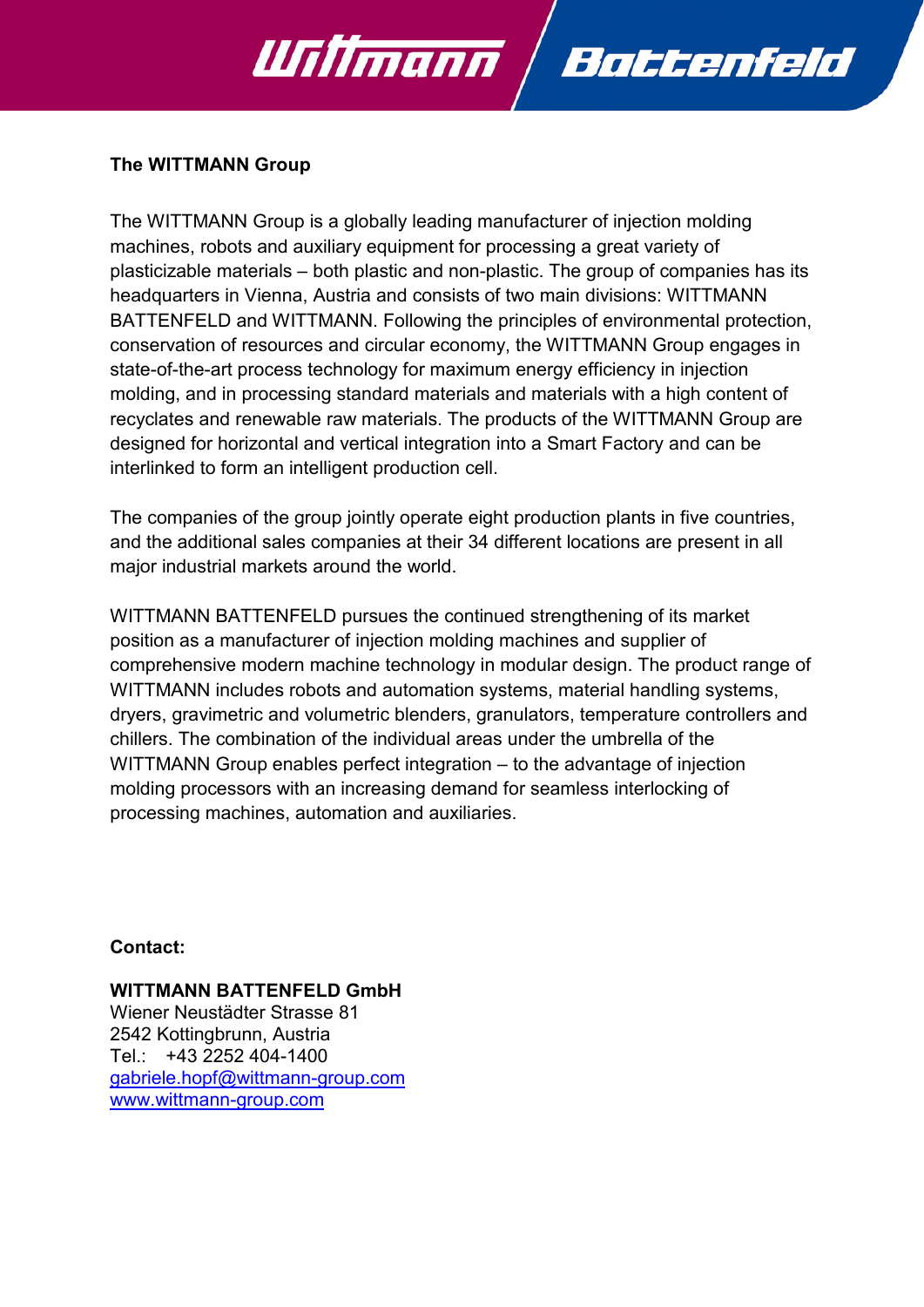**The WITTMANN Group**

The WITTMANN Group is a globally leading manufacturer of injection molding machines, robots and auxiliary equipment for processing a great variety of plasticizable materials – both plastic and non-plastic. The group of companies has its headquarters in Vienna, Austria and consists of two main divisions: WITTMANN BATTENFELD and WITTMANN. Following the principles of environmental protection, conservation of resources and circular economy, the WITTMANN Group engages in state-of-the-art process technology for maximum energy efficiency in injection molding, and in processing standard materials and materials with a high content of recyclates and renewable raw materials. The products of the WITTMANN Group are designed for horizontal and vertical integration into a Smart Factory and can be interlinked to form an intelligent production cell.

The companies of the group jointly operate eight production plants in five countries, and the additional sales companies at their 34 different locations are present in all major industrial markets around the world.

WITTMANN BATTENFELD pursues the continued strengthening of its market position as a manufacturer of injection molding machines and supplier of comprehensive modern machine technology in modular design. The product range of WITTMANN includes robots and automation systems, material handling systems, dryers, gravimetric and volumetric blenders, granulators, temperature controllers and chillers. The combination of the individual areas under the umbrella of the WITTMANN Group enables perfect integration – to the advantage of injection molding processors with an increasing demand for seamless interlocking of processing machines, automation and auxiliaries.

**Contact:**

**WITTMANN BATTENFELD GmbH**
Wiener Neustädter Strasse 81
2542 Kottingbrunn, Austria
Tel.: +43 2252 404-1400
gabriele.hopf@wittmann-group.com
www.wittmann-group.com